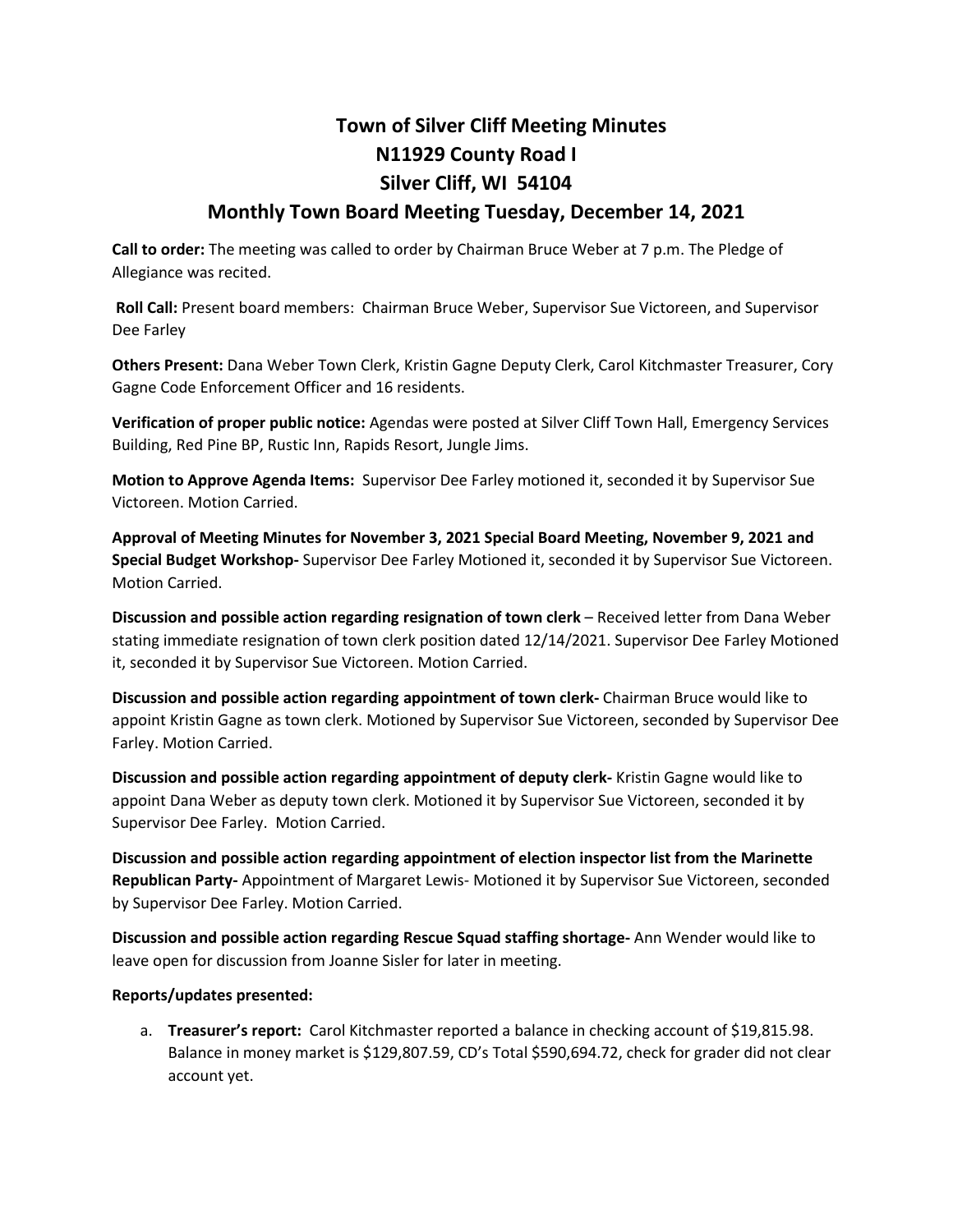# Town of Silver Cliff Meeting Minutes
## N11929 County Road I
## Silver Cliff, WI 54104
## Monthly Town Board Meeting Tuesday, December 14, 2021

**Call to order:** The meeting was called to order by Chairman Bruce Weber at 7 p.m. The Pledge of Allegiance was recited.

**Roll Call:** Present board members: Chairman Bruce Weber, Supervisor Sue Victoreen, and Supervisor Dee Farley

**Others Present:** Dana Weber Town Clerk, Kristin Gagne Deputy Clerk, Carol Kitchmaster Treasurer, Cory Gagne Code Enforcement Officer and 16 residents.

**Verification of proper public notice:** Agendas were posted at Silver Cliff Town Hall, Emergency Services Building, Red Pine BP, Rustic Inn, Rapids Resort, Jungle Jims.

**Motion to Approve Agenda Items:** Supervisor Dee Farley motioned it, seconded it by Supervisor Sue Victoreen. Motion Carried.

**Approval of Meeting Minutes for November 3, 2021 Special Board Meeting, November 9, 2021 and Special Budget Workshop-** Supervisor Dee Farley Motioned it, seconded it by Supervisor Sue Victoreen. Motion Carried.

**Discussion and possible action regarding resignation of town clerk** – Received letter from Dana Weber stating immediate resignation of town clerk position dated 12/14/2021. Supervisor Dee Farley Motioned it, seconded it by Supervisor Sue Victoreen. Motion Carried.

**Discussion and possible action regarding appointment of town clerk-** Chairman Bruce would like to appoint Kristin Gagne as town clerk. Motioned by Supervisor Sue Victoreen, seconded by Supervisor Dee Farley. Motion Carried.

**Discussion and possible action regarding appointment of deputy clerk-** Kristin Gagne would like to appoint Dana Weber as deputy town clerk. Motioned it by Supervisor Sue Victoreen, seconded it by Supervisor Dee Farley. Motion Carried.

**Discussion and possible action regarding appointment of election inspector list from the Marinette Republican Party-** Appointment of Margaret Lewis- Motioned it by Supervisor Sue Victoreen, seconded by Supervisor Dee Farley. Motion Carried.

**Discussion and possible action regarding Rescue Squad staffing shortage-** Ann Wender would like to leave open for discussion from Joanne Sisler for later in meeting.

**Reports/updates presented:**

a. **Treasurer's report:** Carol Kitchmaster reported a balance in checking account of $19,815.98. Balance in money market is $129,807.59, CD's Total $590,694.72, check for grader did not clear account yet.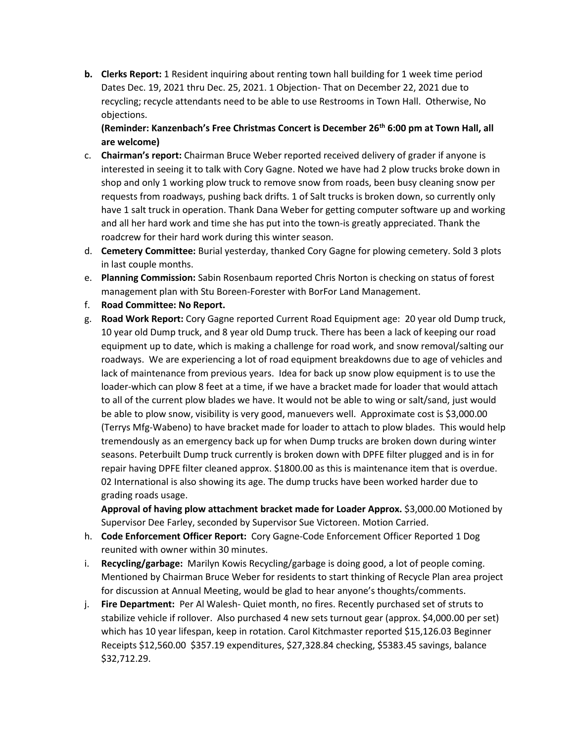b. **Clerks Report:** 1 Resident inquiring about renting town hall building for 1 week time period Dates Dec. 19, 2021 thru Dec. 25, 2021. 1 Objection- That on December 22, 2021 due to recycling; recycle attendants need to be able to use Restrooms in Town Hall. Otherwise, No objections.

   **(Reminder: Kanzenbach's Free Christmas Concert is December 26th 6:00 pm at Town Hall, all are welcome)**

c. **Chairman's report:** Chairman Bruce Weber reported received delivery of grader if anyone is interested in seeing it to talk with Cory Gagne. Noted we have had 2 plow trucks broke down in shop and only 1 working plow truck to remove snow from roads, been busy cleaning snow per requests from roadways, pushing back drifts. 1 of Salt trucks is broken down, so currently only have 1 salt truck in operation. Thank Dana Weber for getting computer software up and working and all her hard work and time she has put into the town-is greatly appreciated. Thank the roadcrew for their hard work during this winter season.

d. **Cemetery Committee:** Burial yesterday, thanked Cory Gagne for plowing cemetery. Sold 3 plots in last couple months.

e. **Planning Commission:** Sabin Rosenbaum reported Chris Norton is checking on status of forest management plan with Stu Boreen-Forester with BorFor Land Management.

f. **Road Committee: No Report.**

g. **Road Work Report:** Cory Gagne reported Current Road Equipment age: 20 year old Dump truck, 10 year old Dump truck, and 8 year old Dump truck. There has been a lack of keeping our road equipment up to date, which is making a challenge for road work, and snow removal/salting our roadways. We are experiencing a lot of road equipment breakdowns due to age of vehicles and lack of maintenance from previous years. Idea for back up snow plow equipment is to use the loader-which can plow 8 feet at a time, if we have a bracket made for loader that would attach to all of the current plow blades we have. It would not be able to wing or salt/sand, just would be able to plow snow, visibility is very good, manuevers well. Approximate cost is $3,000.00 (Terrys Mfg-Wabeno) to have bracket made for loader to attach to plow blades. This would help tremendously as an emergency back up for when Dump trucks are broken down during winter seasons. Peterbuilt Dump truck currently is broken down with DPFE filter plugged and is in for repair having DPFE filter cleaned approx. $1800.00 as this is maintenance item that is overdue. 02 International is also showing its age. The dump trucks have been worked harder due to grading roads usage.

   **Approval of having plow attachment bracket made for Loader Approx.** $3,000.00 Motioned by Supervisor Dee Farley, seconded by Supervisor Sue Victoreen. Motion Carried.

h. **Code Enforcement Officer Report:** Cory Gagne-Code Enforcement Officer Reported 1 Dog reunited with owner within 30 minutes.

i. **Recycling/garbage:** Marilyn Kowis Recycling/garbage is doing good, a lot of people coming. Mentioned by Chairman Bruce Weber for residents to start thinking of Recycle Plan area project for discussion at Annual Meeting, would be glad to hear anyone's thoughts/comments.

j. **Fire Department:** Per Al Walesh- Quiet month, no fires. Recently purchased set of struts to stabilize vehicle if rollover. Also purchased 4 new sets turnout gear (approx. $4,000.00 per set) which has 10 year lifespan, keep in rotation. Carol Kitchmaster reported $15,126.03 Beginner Receipts $12,560.00 $357.19 expenditures, $27,328.84 checking, $5383.45 savings, balance $32,712.29.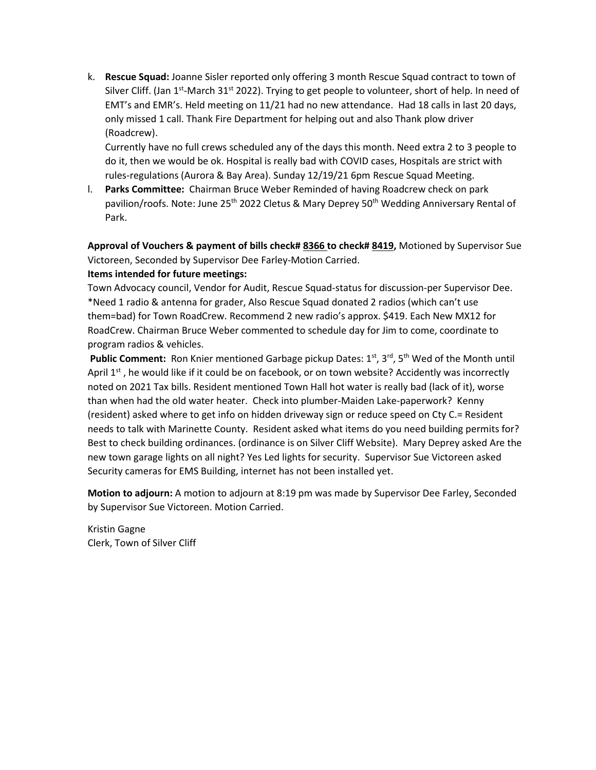k. **Rescue Squad:** Joanne Sisler reported only offering 3 month Rescue Squad contract to town of Silver Cliff. (Jan 1st-March 31st 2022). Trying to get people to volunteer, short of help. In need of EMT's and EMR's. Held meeting on 11/21 had no new attendance. Had 18 calls in last 20 days, only missed 1 call. Thank Fire Department for helping out and also Thank plow driver (Roadcrew).

   Currently have no full crews scheduled any of the days this month. Need extra 2 to 3 people to do it, then we would be ok. Hospital is really bad with COVID cases, Hospitals are strict with rules-regulations (Aurora & Bay Area). Sunday 12/19/21 6pm Rescue Squad Meeting.

l. **Parks Committee:** Chairman Bruce Weber Reminded of having Roadcrew check on park pavilion/roofs. Note: June 25th 2022 Cletus & Mary Deprey 50th Wedding Anniversary Rental of Park.

**Approval of Vouchers & payment of bills check# 8366 to check# 8419,** Motioned by Supervisor Sue Victoreen, Seconded by Supervisor Dee Farley-Motion Carried.

**Items intended for future meetings:**

Town Advocacy council, Vendor for Audit, Rescue Squad-status for discussion-per Supervisor Dee. *Need 1 radio & antenna for grader, Also Rescue Squad donated 2 radios (which can't use them=bad) for Town RoadCrew. Recommend 2 new radio's approx. $419. Each New MX12 for RoadCrew. Chairman Bruce Weber commented to schedule day for Jim to come, coordinate to program radios & vehicles.

**Public Comment:** Ron Knier mentioned Garbage pickup Dates: 1st, 3rd, 5th Wed of the Month until April 1st, he would like if it could be on facebook, or on town website? Accidently was incorrectly noted on 2021 Tax bills. Resident mentioned Town Hall hot water is really bad (lack of it), worse than when had the old water heater. Check into plumber-Maiden Lake-paperwork? Kenny (resident) asked where to get info on hidden driveway sign or reduce speed on Cty C.= Resident needs to talk with Marinette County. Resident asked what items do you need building permits for? Best to check building ordinances. (ordinance is on Silver Cliff Website). Mary Deprey asked Are the new town garage lights on all night? Yes Led lights for security. Supervisor Sue Victoreen asked Security cameras for EMS Building, internet has not been installed yet.

**Motion to adjourn:** A motion to adjourn at 8:19 pm was made by Supervisor Dee Farley, Seconded by Supervisor Sue Victoreen. Motion Carried.

Kristin Gagne
Clerk, Town of Silver Cliff